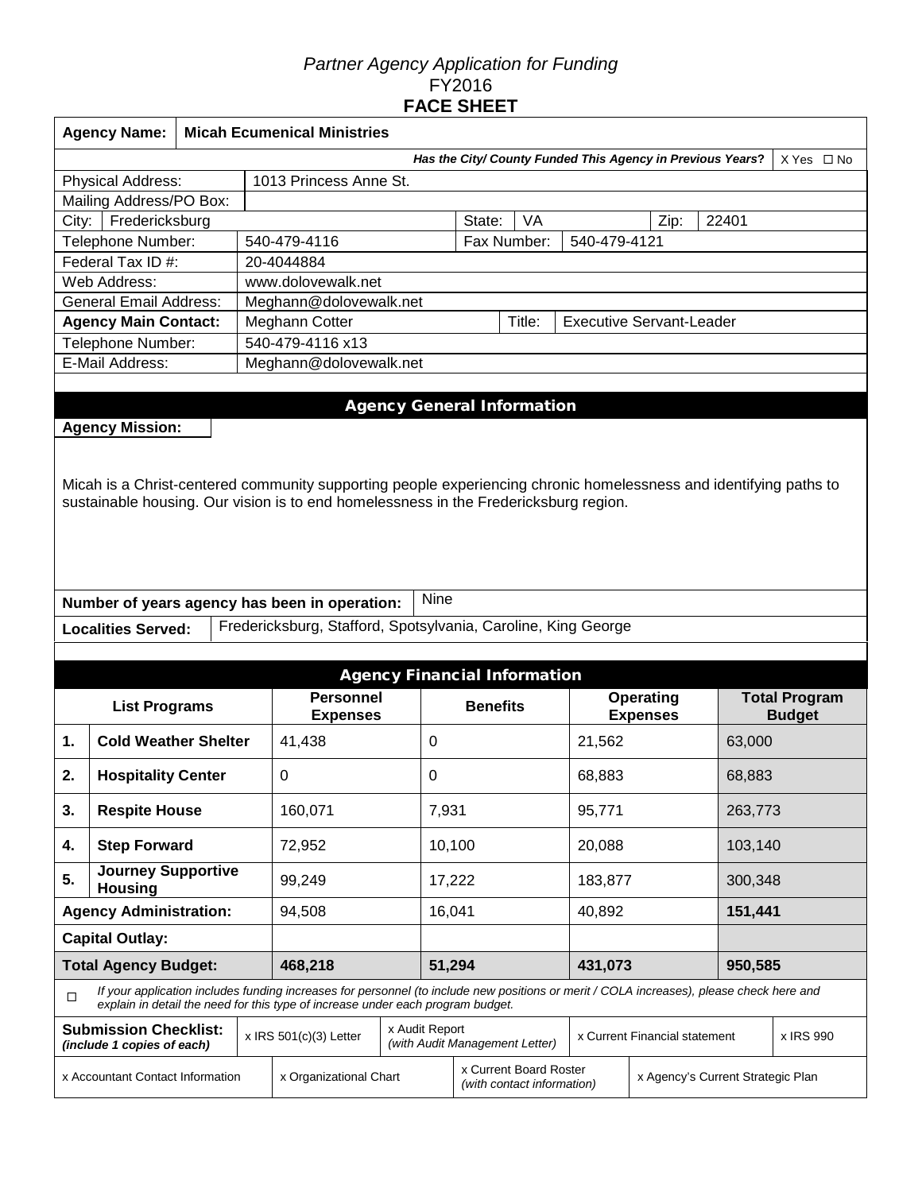*Partner Agency Application for Funding*

FY2016

**FACE SHEET**

| **Agency Name:** | **Micah Ecumenical Ministries** | | | | |
|---|---|---|---|---|---|
| ***Has the City/ County Funded This Agency in Previous Years?*** | X Yes ☐ No | | | | |
| Physical Address: | 1013 Princess Anne St. | | | | |
| Mailing Address/PO Box: | | | | | |
| City: Fredericksburg | | State: | VA | Zip: | 22401 |
| Telephone Number: | 540-479-4116 | Fax Number: | 540-479-4121 | | |
| Federal Tax ID #: | 20-4044884 | | | | |
| Web Address: | www.dolovewalk.net | | | | |
| General Email Address: | Meghann@dolovewalk.net | | | | |
| **Agency Main Contact:** | Meghann Cotter | Title: | Executive Servant-Leader | | |
| Telephone Number: | 540-479-4116 x13 | | | | |
| E-Mail Address: | Meghann@dolovewalk.net | | | | |

## Agency General Information

**Agency Mission:**

Micah is a Christ-centered community supporting people experiencing chronic homelessness and identifying paths to sustainable housing. Our vision is to end homelessness in the Fredericksburg region.

**Number of years agency has been in operation:** Nine

**Localities Served:** Fredericksburg, Stafford, Spotsylvania, Caroline, King George

## Agency Financial Information

| | List Programs | Personnel Expenses | Benefits | Operating Expenses | Total Program Budget |
|---|---|---|---|---|---|
| **1.** | **Cold Weather Shelter** | 41,438 | 0 | 21,562 | 63,000 |
| **2.** | **Hospitality Center** | 0 | 0 | 68,883 | 68,883 |
| **3.** | **Respite House** | 160,071 | 7,931 | 95,771 | 263,773 |
| **4.** | **Step Forward** | 72,952 | 10,100 | 20,088 | 103,140 |
| **5.** | **Journey Supportive Housing** | 99,249 | 17,222 | 183,877 | 300,348 |
| **Agency Administration:** | | 94,508 | 16,041 | 40,892 | **151,441** |
| **Capital Outlay:** | | | | | |
| **Total Agency Budget:** | | **468,218** | **51,294** | **431,073** | **950,585** |

☐ *If your application includes funding increases for personnel (to include new positions or merit / COLA increases), please check here and explain in detail the need for this type of increase under each program budget.*

| **Submission Checklist:** *(include 1 copies of each)* | x IRS 501(c)(3) Letter | x Audit Report *(with Audit Management Letter)* | x Current Financial statement | x IRS 990 |
|---|---|---|---|---|
| x Accountant Contact Information | x Organizational Chart | x Current Board Roster *(with contact information)* | x Agency's Current Strategic Plan | |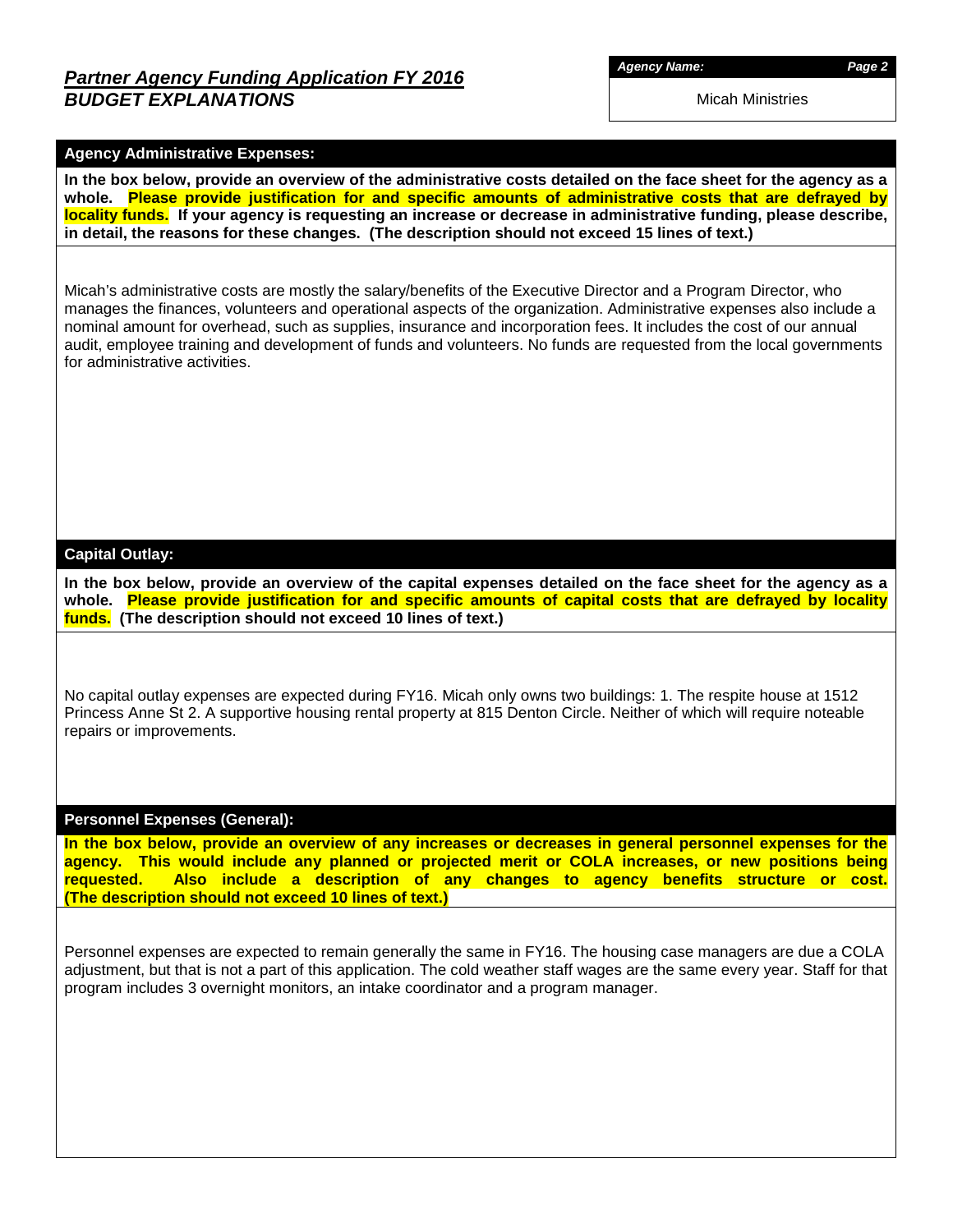## *Partner Agency Funding Application FY 2016*
## *BUDGET EXPLANATIONS*

***Agency Name:*** Micah Ministries

### Agency Administrative Expenses:

**In the box below, provide an overview of the administrative costs detailed on the face sheet for the agency as a whole. Please provide justification for and specific amounts of administrative costs that are defrayed by locality funds. If your agency is requesting an increase or decrease in administrative funding, please describe, in detail, the reasons for these changes. (The description should not exceed 15 lines of text.)**

Micah's administrative costs are mostly the salary/benefits of the Executive Director and a Program Director, who manages the finances, volunteers and operational aspects of the organization. Administrative expenses also include a nominal amount for overhead, such as supplies, insurance and incorporation fees. It includes the cost of our annual audit, employee training and development of funds and volunteers. No funds are requested from the local governments for administrative activities.

### Capital Outlay:

**In the box below, provide an overview of the capital expenses detailed on the face sheet for the agency as a whole. Please provide justification for and specific amounts of capital costs that are defrayed by locality funds. (The description should not exceed 10 lines of text.)**

No capital outlay expenses are expected during FY16. Micah only owns two buildings: 1. The respite house at 1512 Princess Anne St 2. A supportive housing rental property at 815 Denton Circle. Neither of which will require noteable repairs or improvements.

### Personnel Expenses (General):

**In the box below, provide an overview of any increases or decreases in general personnel expenses for the agency. This would include any planned or projected merit or COLA increases, or new positions being requested. Also include a description of any changes to agency benefits structure or cost. (The description should not exceed 10 lines of text.)**

Personnel expenses are expected to remain generally the same in FY16. The housing case managers are due a COLA adjustment, but that is not a part of this application. The cold weather staff wages are the same every year. Staff for that program includes 3 overnight monitors, an intake coordinator and a program manager.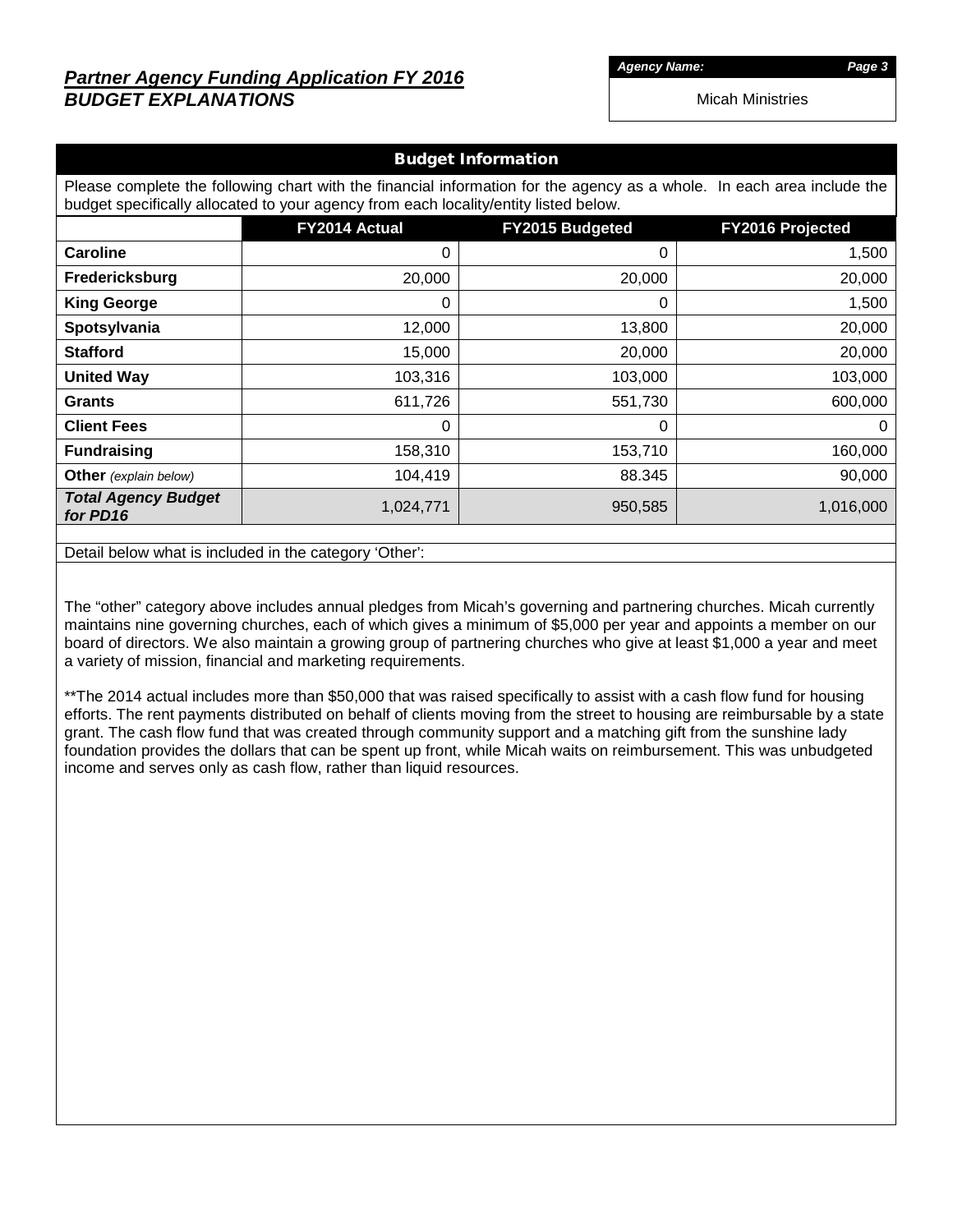## *Partner Agency Funding Application FY 2016*
## *BUDGET EXPLANATIONS*

***Agency Name:*** Micah Ministries

### Budget Information

Please complete the following chart with the financial information for the agency as a whole. In each area include the budget specifically allocated to your agency from each locality/entity listed below.

| | FY2014 Actual | FY2015 Budgeted | FY2016 Projected |
|---|---|---|---|
| **Caroline** | 0 | 0 | 1,500 |
| **Fredericksburg** | 20,000 | 20,000 | 20,000 |
| **King George** | 0 | 0 | 1,500 |
| **Spotsylvania** | 12,000 | 13,800 | 20,000 |
| **Stafford** | 15,000 | 20,000 | 20,000 |
| **United Way** | 103,316 | 103,000 | 103,000 |
| **Grants** | 611,726 | 551,730 | 600,000 |
| **Client Fees** | 0 | 0 | 0 |
| **Fundraising** | 158,310 | 153,710 | 160,000 |
| **Other** *(explain below)* | 104,419 | 88.345 | 90,000 |
| ***Total Agency Budget for PD16*** | 1,024,771 | 950,585 | 1,016,000 |

Detail below what is included in the category 'Other':

The "other" category above includes annual pledges from Micah's governing and partnering churches. Micah currently maintains nine governing churches, each of which gives a minimum of $5,000 per year and appoints a member on our board of directors. We also maintain a growing group of partnering churches who give at least $1,000 a year and meet a variety of mission, financial and marketing requirements.

**The 2014 actual includes more than $50,000 that was raised specifically to assist with a cash flow fund for housing efforts. The rent payments distributed on behalf of clients moving from the street to housing are reimbursable by a state grant. The cash flow fund that was created through community support and a matching gift from the sunshine lady foundation provides the dollars that can be spent up front, while Micah waits on reimbursement. This was unbudgeted income and serves only as cash flow, rather than liquid resources.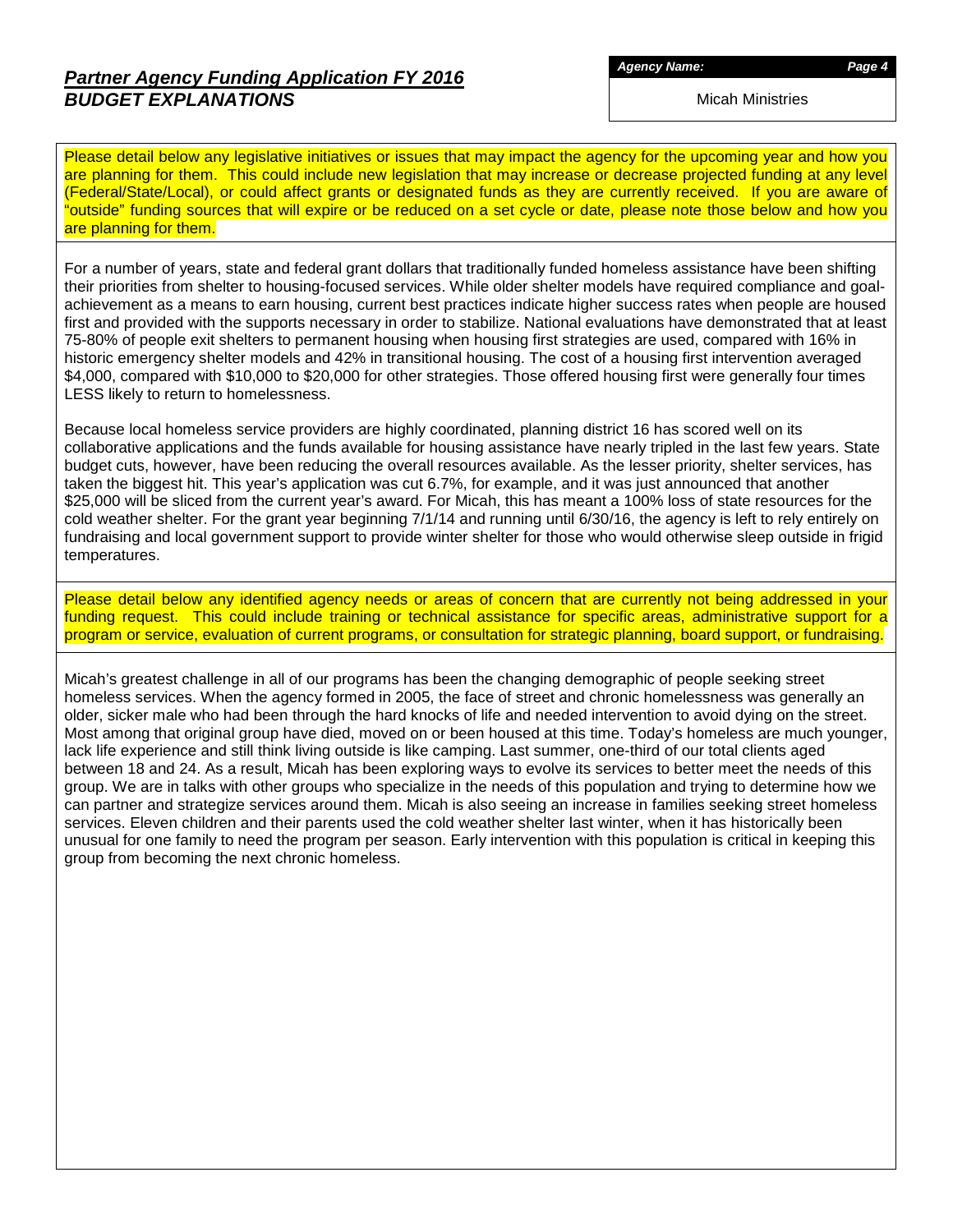## *Partner Agency Funding Application FY 2016*
## ***BUDGET EXPLANATIONS***

***Agency Name:***

Micah Ministries

Please detail below any legislative initiatives or issues that may impact the agency for the upcoming year and how you are planning for them. This could include new legislation that may increase or decrease projected funding at any level (Federal/State/Local), or could affect grants or designated funds as they are currently received. If you are aware of "outside" funding sources that will expire or be reduced on a set cycle or date, please note those below and how you are planning for them.

For a number of years, state and federal grant dollars that traditionally funded homeless assistance have been shifting their priorities from shelter to housing-focused services. While older shelter models have required compliance and goal-achievement as a means to earn housing, current best practices indicate higher success rates when people are housed first and provided with the supports necessary in order to stabilize. National evaluations have demonstrated that at least 75-80% of people exit shelters to permanent housing when housing first strategies are used, compared with 16% in historic emergency shelter models and 42% in transitional housing. The cost of a housing first intervention averaged $4,000, compared with $10,000 to $20,000 for other strategies. Those offered housing first were generally four times LESS likely to return to homelessness.

Because local homeless service providers are highly coordinated, planning district 16 has scored well on its collaborative applications and the funds available for housing assistance have nearly tripled in the last few years. State budget cuts, however, have been reducing the overall resources available. As the lesser priority, shelter services, has taken the biggest hit. This year's application was cut 6.7%, for example, and it was just announced that another $25,000 will be sliced from the current year's award. For Micah, this has meant a 100% loss of state resources for the cold weather shelter. For the grant year beginning 7/1/14 and running until 6/30/16, the agency is left to rely entirely on fundraising and local government support to provide winter shelter for those who would otherwise sleep outside in frigid temperatures.

Please detail below any identified agency needs or areas of concern that are currently not being addressed in your funding request. This could include training or technical assistance for specific areas, administrative support for a program or service, evaluation of current programs, or consultation for strategic planning, board support, or fundraising.

Micah's greatest challenge in all of our programs has been the changing demographic of people seeking street homeless services. When the agency formed in 2005, the face of street and chronic homelessness was generally an older, sicker male who had been through the hard knocks of life and needed intervention to avoid dying on the street. Most among that original group have died, moved on or been housed at this time. Today's homeless are much younger, lack life experience and still think living outside is like camping. Last summer, one-third of our total clients aged between 18 and 24. As a result, Micah has been exploring ways to evolve its services to better meet the needs of this group. We are in talks with other groups who specialize in the needs of this population and trying to determine how we can partner and strategize services around them. Micah is also seeing an increase in families seeking street homeless services. Eleven children and their parents used the cold weather shelter last winter, when it has historically been unusual for one family to need the program per season. Early intervention with this population is critical in keeping this group from becoming the next chronic homeless.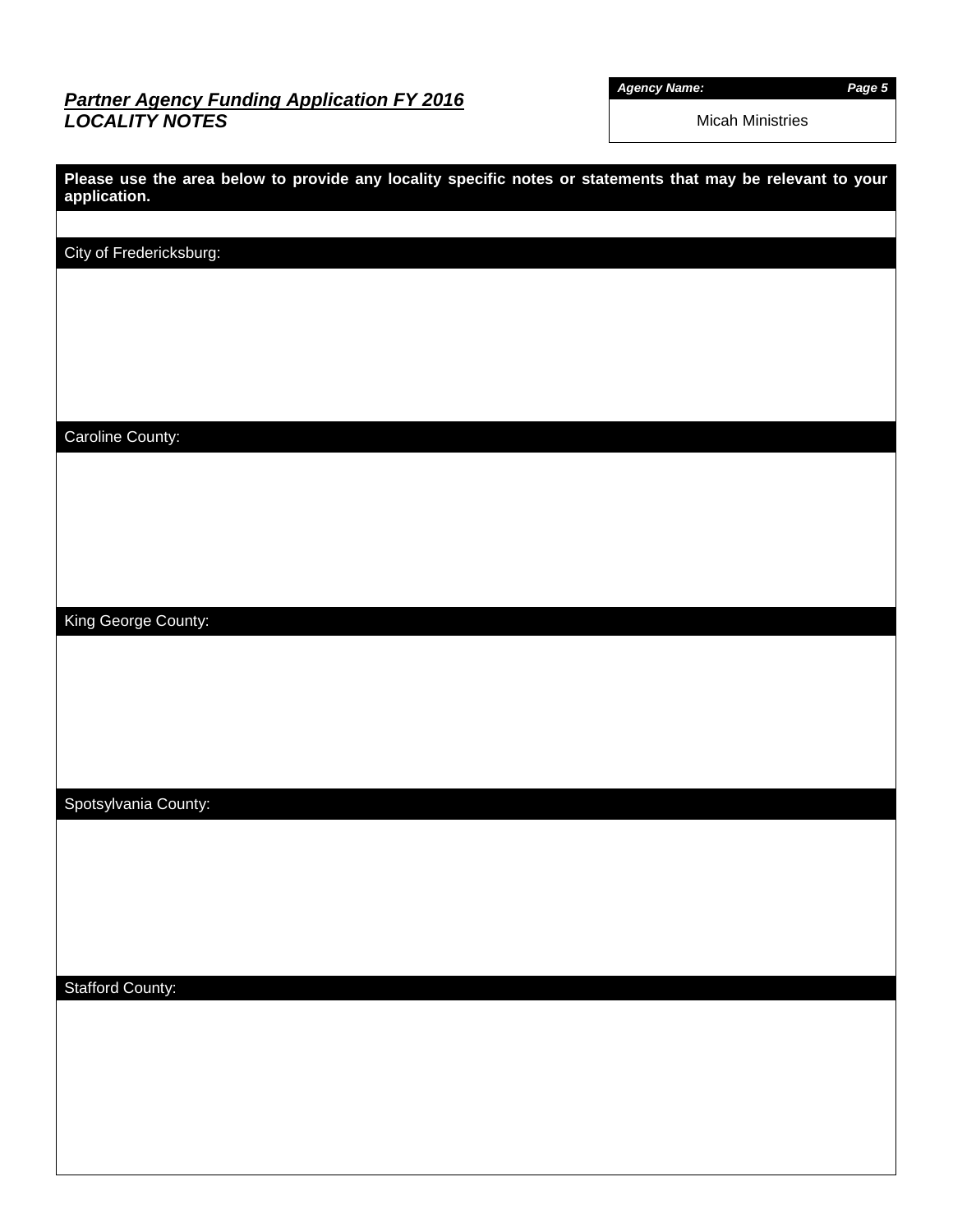## *Partner Agency Funding Application FY 2016*
## *LOCALITY NOTES*

| ***Agency Name:*** |
| --- |
| Micah Ministries |

**Please use the area below to provide any locality specific notes or statements that may be relevant to your application.**

City of Fredericksburg:

Caroline County:

King George County:

Spotsylvania County:

Stafford County: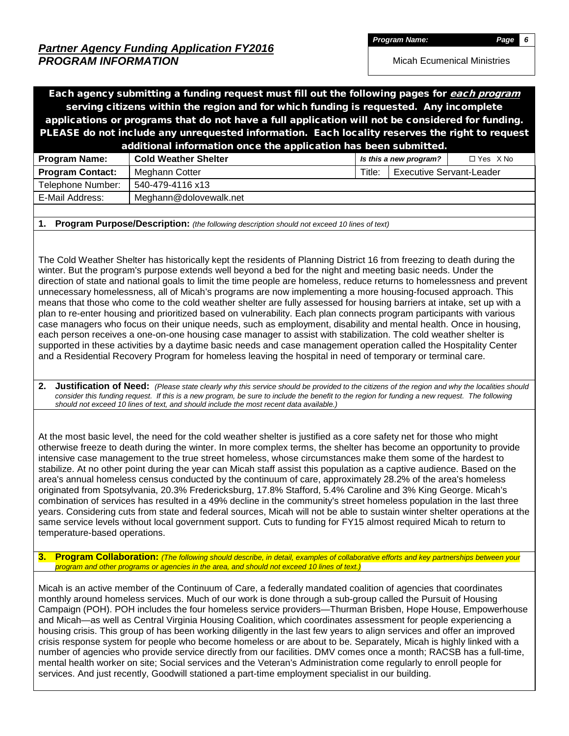# *Partner Agency Funding Application FY2016*
## *PROGRAM INFORMATION*

| *Program Name:* | *Page 6* |
|---|---|
| Micah Ecumenical Ministries | |

**Each agency submitting a funding request must fill out the following pages for *each program* serving citizens within the region and for which funding is requested. Any incomplete applications or programs that do not have a full application will not be considered for funding. PLEASE do not include any unrequested information. Each locality reserves the right to request additional information once the application has been submitted.**

| **Program Name:** | **Cold Weather Shelter** | *Is this a new program?* | ☐ Yes X No |
|---|---|---|---|
| **Program Contact:** | Meghann Cotter | Title: | Executive Servant-Leader |
| Telephone Number: | 540-479-4116 x13 | | |
| E-Mail Address: | Meghann@dolovewalk.net | | |

**1. Program Purpose/Description:** *(the following description should not exceed 10 lines of text)*

The Cold Weather Shelter has historically kept the residents of Planning District 16 from freezing to death during the winter. But the program's purpose extends well beyond a bed for the night and meeting basic needs. Under the direction of state and national goals to limit the time people are homeless, reduce returns to homelessness and prevent unnecessary homelessness, all of Micah's programs are now implementing a more housing-focused approach. This means that those who come to the cold weather shelter are fully assessed for housing barriers at intake, set up with a plan to re-enter housing and prioritized based on vulnerability. Each plan connects program participants with various case managers who focus on their unique needs, such as employment, disability and mental health. Once in housing, each person receives a one-on-one housing case manager to assist with stabilization. The cold weather shelter is supported in these activities by a daytime basic needs and case management operation called the Hospitality Center and a Residential Recovery Program for homeless leaving the hospital in need of temporary or terminal care.

**2. Justification of Need:** *(Please state clearly why this service should be provided to the citizens of the region and why the localities should consider this funding request. If this is a new program, be sure to include the benefit to the region for funding a new request. The following should not exceed 10 lines of text, and should include the most recent data available.)*

At the most basic level, the need for the cold weather shelter is justified as a core safety net for those who might otherwise freeze to death during the winter. In more complex terms, the shelter has become an opportunity to provide intensive case management to the true street homeless, whose circumstances make them some of the hardest to stabilize. At no other point during the year can Micah staff assist this population as a captive audience. Based on the area's annual homeless census conducted by the continuum of care, approximately 28.2% of the area's homeless originated from Spotsylvania, 20.3% Fredericksburg, 17.8% Stafford, 5.4% Caroline and 3% King George. Micah's combination of services has resulted in a 49% decline in the community's street homeless population in the last three years. Considering cuts from state and federal sources, Micah will not be able to sustain winter shelter operations at the same service levels without local government support. Cuts to funding for FY15 almost required Micah to return to temperature-based operations.

**3. Program Collaboration:** *(The following should describe, in detail, examples of collaborative efforts and key partnerships between your program and other programs or agencies in the area, and should not exceed 10 lines of text.)*

Micah is an active member of the Continuum of Care, a federally mandated coalition of agencies that coordinates monthly around homeless services. Much of our work is done through a sub-group called the Pursuit of Housing Campaign (POH). POH includes the four homeless service providers—Thurman Brisben, Hope House, Empowerhouse and Micah—as well as Central Virginia Housing Coalition, which coordinates assessment for people experiencing a housing crisis. This group of has been working diligently in the last few years to align services and offer an improved crisis response system for people who become homeless or are about to be. Separately, Micah is highly linked with a number of agencies who provide service directly from our facilities. DMV comes once a month; RACSB has a full-time, mental health worker on site; Social services and the Veteran's Administration come regularly to enroll people for services. And just recently, Goodwill stationed a part-time employment specialist in our building.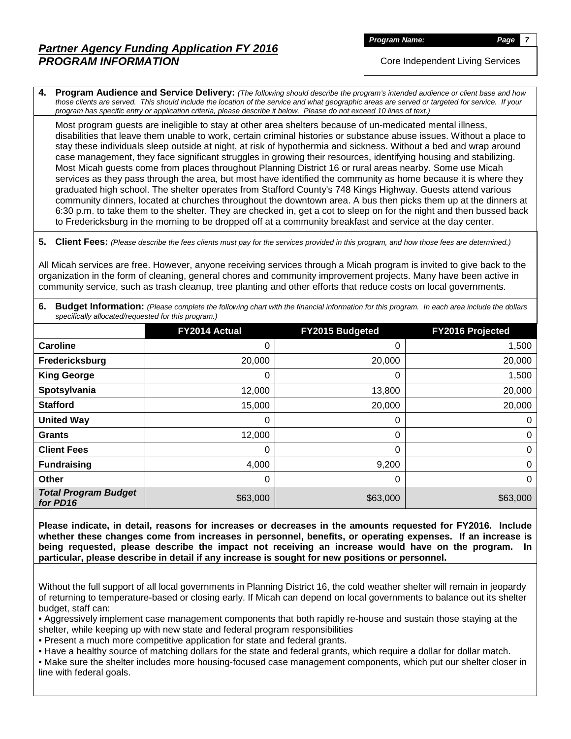## *Partner Agency Funding Application FY 2016*
## *PROGRAM INFORMATION*

***Program Name:*** Core Independent Living Services

**4. Program Audience and Service Delivery:** *(The following should describe the program's intended audience or client base and how those clients are served. This should include the location of the service and what geographic areas are served or targeted for service. If your program has specific entry or application criteria, please describe it below. Please do not exceed 10 lines of text.)*

Most program guests are ineligible to stay at other area shelters because of un-medicated mental illness, disabilities that leave them unable to work, certain criminal histories or substance abuse issues. Without a place to stay these individuals sleep outside at night, at risk of hypothermia and sickness. Without a bed and wrap around case management, they face significant struggles in growing their resources, identifying housing and stabilizing. Most Micah guests come from places throughout Planning District 16 or rural areas nearby. Some use Micah services as they pass through the area, but most have identified the community as home because it is where they graduated high school. The shelter operates from Stafford County's 748 Kings Highway. Guests attend various community dinners, located at churches throughout the downtown area. A bus then picks them up at the dinners at 6:30 p.m. to take them to the shelter. They are checked in, get a cot to sleep on for the night and then bussed back to Fredericksburg in the morning to be dropped off at a community breakfast and service at the day center.

**5. Client Fees:** *(Please describe the fees clients must pay for the services provided in this program, and how those fees are determined.)*

All Micah services are free. However, anyone receiving services through a Micah program is invited to give back to the organization in the form of cleaning, general chores and community improvement projects. Many have been active in community service, such as trash cleanup, tree planting and other efforts that reduce costs on local governments.

**6. Budget Information:** *(Please complete the following chart with the financial information for this program. In each area include the dollars specifically allocated/requested for this program.)*

| | FY2014 Actual | FY2015 Budgeted | FY2016 Projected |
|---|---|---|---|
| **Caroline** | 0 | 0 | 1,500 |
| **Fredericksburg** | 20,000 | 20,000 | 20,000 |
| **King George** | 0 | 0 | 1,500 |
| **Spotsylvania** | 12,000 | 13,800 | 20,000 |
| **Stafford** | 15,000 | 20,000 | 20,000 |
| **United Way** | 0 | 0 | 0 |
| **Grants** | 12,000 | 0 | 0 |
| **Client Fees** | 0 | 0 | 0 |
| **Fundraising** | 4,000 | 9,200 | 0 |
| **Other** | 0 | 0 | 0 |
| ***Total Program Budget for PD16*** | $63,000 | $63,000 | $63,000 |

**Please indicate, in detail, reasons for increases or decreases in the amounts requested for FY2016. Include whether these changes come from increases in personnel, benefits, or operating expenses. If an increase is being requested, please describe the impact not receiving an increase would have on the program. In particular, please describe in detail if any increase is sought for new positions or personnel.**

Without the full support of all local governments in Planning District 16, the cold weather shelter will remain in jeopardy of returning to temperature-based or closing early. If Micah can depend on local governments to balance out its shelter budget, staff can:

- Aggressively implement case management components that both rapidly re-house and sustain those staying at the shelter, while keeping up with new state and federal program responsibilities
- Present a much more competitive application for state and federal grants.
- Have a healthy source of matching dollars for the state and federal grants, which require a dollar for dollar match.
- Make sure the shelter includes more housing-focused case management components, which put our shelter closer in line with federal goals.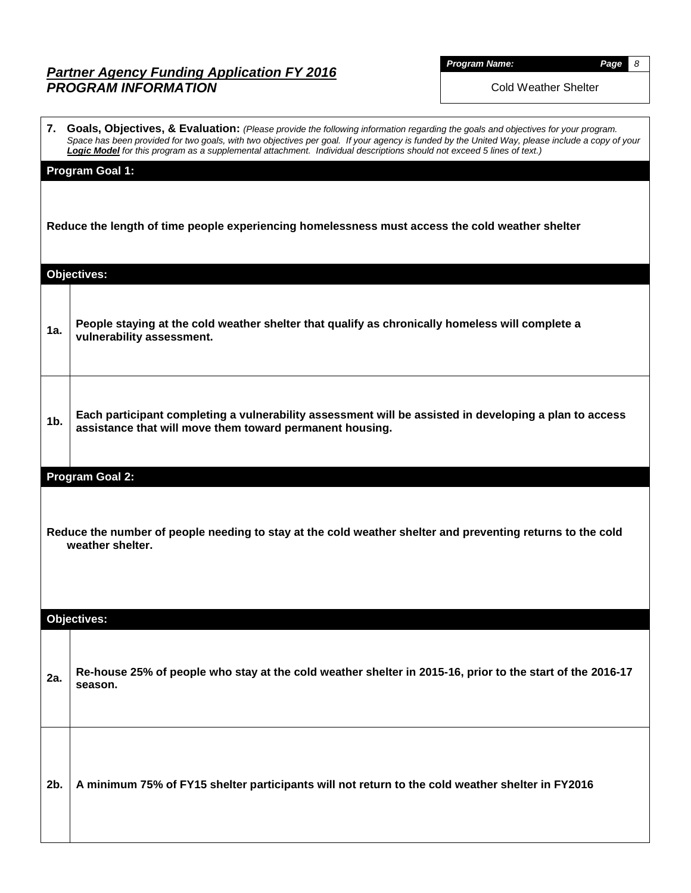## *Partner Agency Funding Application FY 2016*
## *PROGRAM INFORMATION*

***Program Name:*** Cold Weather Shelter

**7. Goals, Objectives, & Evaluation:** *(Please provide the following information regarding the goals and objectives for your program. Space has been provided for two goals, with two objectives per goal. If your agency is funded by the United Way, please include a copy of your* ***Logic Model*** *for this program as a supplemental attachment. Individual descriptions should not exceed 5 lines of text.)*

### Program Goal 1:

**Reduce the length of time people experiencing homelessness must access the cold weather shelter**

### Objectives:

| | |
|---|---|
| **1a.** | **People staying at the cold weather shelter that qualify as chronically homeless will complete a vulnerability assessment.** |
| **1b.** | **Each participant completing a vulnerability assessment will be assisted in developing a plan to access assistance that will move them toward permanent housing.** |

### Program Goal 2:

**Reduce the number of people needing to stay at the cold weather shelter and preventing returns to the cold weather shelter.**

### Objectives:

| | |
|---|---|
| **2a.** | **Re-house 25% of people who stay at the cold weather shelter in 2015-16, prior to the start of the 2016-17 season.** |
| **2b.** | **A minimum 75% of FY15 shelter participants will not return to the cold weather shelter in FY2016** |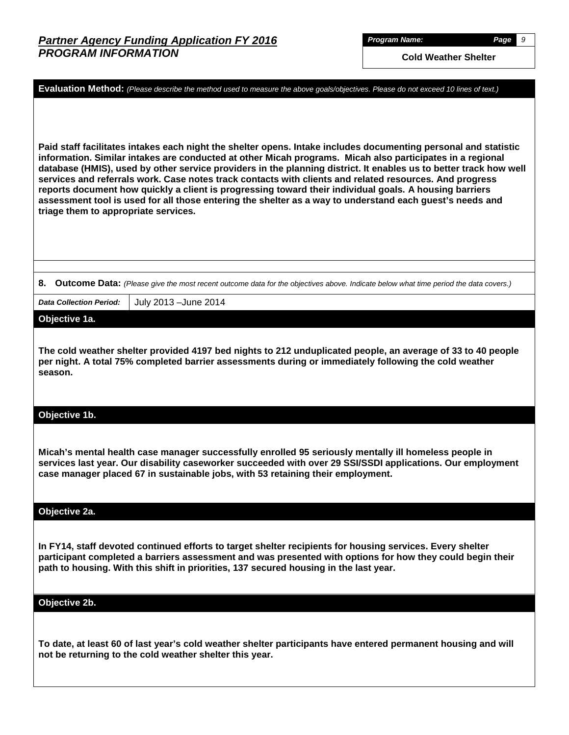**Program Name:** Cold Weather Shelter

**Evaluation Method:** *(Please describe the method used to measure the above goals/objectives. Please do not exceed 10 lines of text.)*

**Paid staff facilitates intakes each night the shelter opens. Intake includes documenting personal and statistic information. Similar intakes are conducted at other Micah programs. Micah also participates in a regional database (HMIS), used by other service providers in the planning district. It enables us to better track how well services and referrals work. Case notes track contacts with clients and related resources. And progress reports document how quickly a client is progressing toward their individual goals. A housing barriers assessment tool is used for all those entering the shelter as a way to understand each guest's needs and triage them to appropriate services.**

**8. Outcome Data:** *(Please give the most recent outcome data for the objectives above. Indicate below what time period the data covers.)*

| *Data Collection Period:* | July 2013 –June 2014 |
|---|---|

### Objective 1a.

**The cold weather shelter provided 4197 bed nights to 212 unduplicated people, an average of 33 to 40 people per night. A total 75% completed barrier assessments during or immediately following the cold weather season.**

### Objective 1b.

**Micah's mental health case manager successfully enrolled 95 seriously mentally ill homeless people in services last year. Our disability caseworker succeeded with over 29 SSI/SSDI applications. Our employment case manager placed 67 in sustainable jobs, with 53 retaining their employment.**

### Objective 2a.

**In FY14, staff devoted continued efforts to target shelter recipients for housing services. Every shelter participant completed a barriers assessment and was presented with options for how they could begin their path to housing. With this shift in priorities, 137 secured housing in the last year.**

### Objective 2b.

**To date, at least 60 of last year's cold weather shelter participants have entered permanent housing and will not be returning to the cold weather shelter this year.**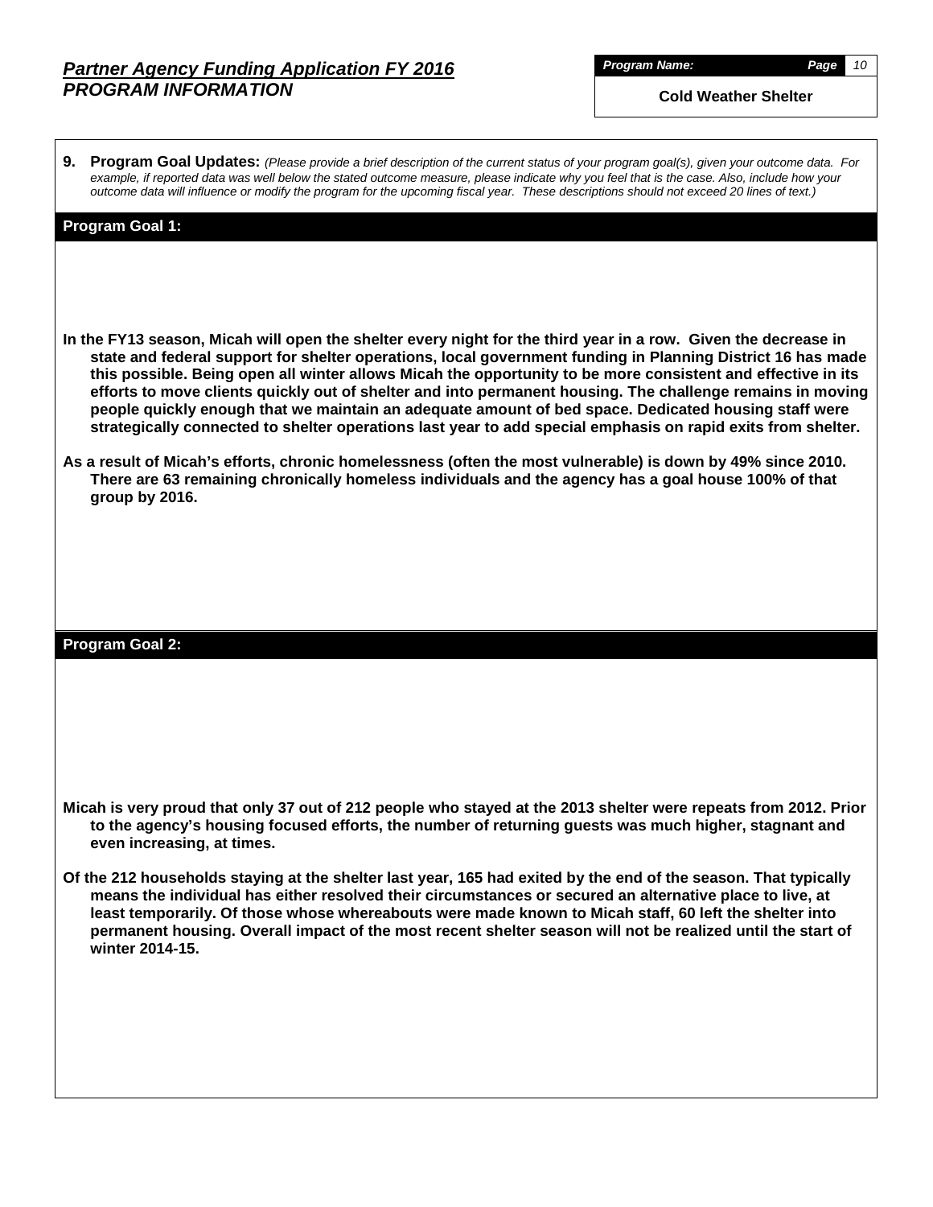# *Partner Agency Funding Application FY 2016*
## *PROGRAM INFORMATION*

***Program Name:*** **Cold Weather Shelter**

**9. Program Goal Updates:** *(Please provide a brief description of the current status of your program goal(s), given your outcome data. For example, if reported data was well below the stated outcome measure, please indicate why you feel that is the case. Also, include how your outcome data will influence or modify the program for the upcoming fiscal year. These descriptions should not exceed 20 lines of text.)*

### Program Goal 1:

**In the FY13 season, Micah will open the shelter every night for the third year in a row. Given the decrease in state and federal support for shelter operations, local government funding in Planning District 16 has made this possible. Being open all winter allows Micah the opportunity to be more consistent and effective in its efforts to move clients quickly out of shelter and into permanent housing. The challenge remains in moving people quickly enough that we maintain an adequate amount of bed space. Dedicated housing staff were strategically connected to shelter operations last year to add special emphasis on rapid exits from shelter.**

**As a result of Micah's efforts, chronic homelessness (often the most vulnerable) is down by 49% since 2010. There are 63 remaining chronically homeless individuals and the agency has a goal house 100% of that group by 2016.**

### Program Goal 2:

**Micah is very proud that only 37 out of 212 people who stayed at the 2013 shelter were repeats from 2012. Prior to the agency's housing focused efforts, the number of returning guests was much higher, stagnant and even increasing, at times.**

**Of the 212 households staying at the shelter last year, 165 had exited by the end of the season. That typically means the individual has either resolved their circumstances or secured an alternative place to live, at least temporarily. Of those whose whereabouts were made known to Micah staff, 60 left the shelter into permanent housing. Overall impact of the most recent shelter season will not be realized until the start of winter 2014-15.**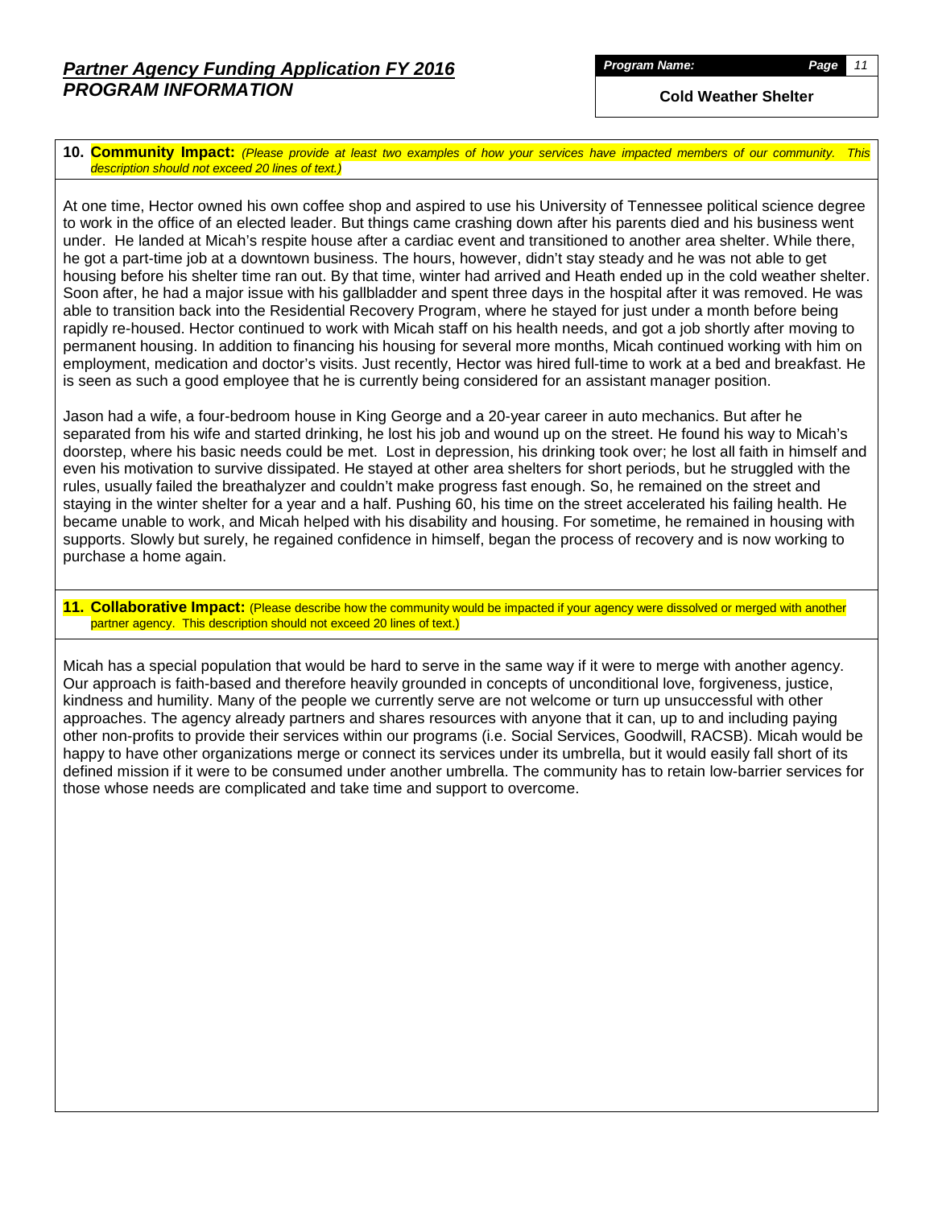## *Partner Agency Funding Application FY 2016*
## *PROGRAM INFORMATION*

***Program Name:*** **Cold Weather Shelter**

**10. Community Impact:** *(Please provide at least two examples of how your services have impacted members of our community. This description should not exceed 20 lines of text.)*

At one time, Hector owned his own coffee shop and aspired to use his University of Tennessee political science degree to work in the office of an elected leader. But things came crashing down after his parents died and his business went under. He landed at Micah's respite house after a cardiac event and transitioned to another area shelter. While there, he got a part-time job at a downtown business. The hours, however, didn't stay steady and he was not able to get housing before his shelter time ran out. By that time, winter had arrived and Heath ended up in the cold weather shelter. Soon after, he had a major issue with his gallbladder and spent three days in the hospital after it was removed. He was able to transition back into the Residential Recovery Program, where he stayed for just under a month before being rapidly re-housed. Hector continued to work with Micah staff on his health needs, and got a job shortly after moving to permanent housing. In addition to financing his housing for several more months, Micah continued working with him on employment, medication and doctor's visits. Just recently, Hector was hired full-time to work at a bed and breakfast. He is seen as such a good employee that he is currently being considered for an assistant manager position.

Jason had a wife, a four-bedroom house in King George and a 20-year career in auto mechanics. But after he separated from his wife and started drinking, he lost his job and wound up on the street. He found his way to Micah's doorstep, where his basic needs could be met. Lost in depression, his drinking took over; he lost all faith in himself and even his motivation to survive dissipated. He stayed at other area shelters for short periods, but he struggled with the rules, usually failed the breathalyzer and couldn't make progress fast enough. So, he remained on the street and staying in the winter shelter for a year and a half. Pushing 60, his time on the street accelerated his failing health. He became unable to work, and Micah helped with his disability and housing. For sometime, he remained in housing with supports. Slowly but surely, he regained confidence in himself, began the process of recovery and is now working to purchase a home again.

**11. Collaborative Impact:** (Please describe how the community would be impacted if your agency were dissolved or merged with another partner agency. This description should not exceed 20 lines of text.)

Micah has a special population that would be hard to serve in the same way if it were to merge with another agency. Our approach is faith-based and therefore heavily grounded in concepts of unconditional love, forgiveness, justice, kindness and humility. Many of the people we currently serve are not welcome or turn up unsuccessful with other approaches. The agency already partners and shares resources with anyone that it can, up to and including paying other non-profits to provide their services within our programs (i.e. Social Services, Goodwill, RACSB). Micah would be happy to have other organizations merge or connect its services under its umbrella, but it would easily fall short of its defined mission if it were to be consumed under another umbrella. The community has to retain low-barrier services for those whose needs are complicated and take time and support to overcome.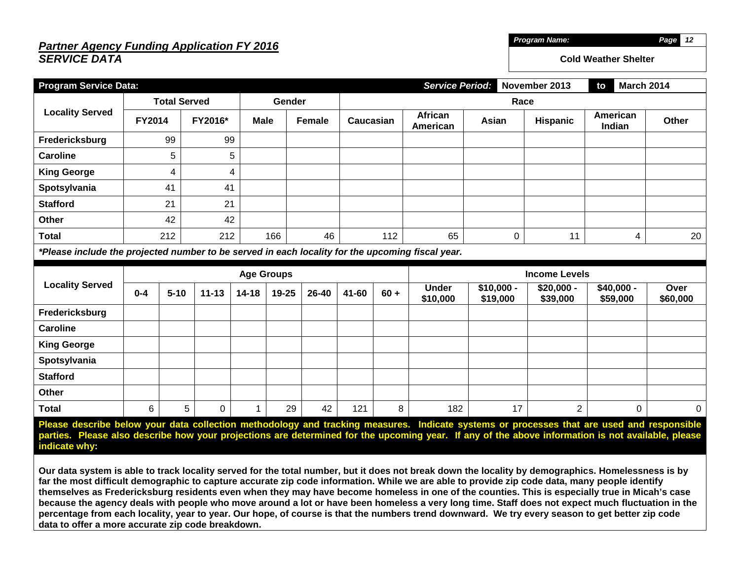## *Partner Agency Funding Application FY 2016*
## *SERVICE DATA*

***Program Name:*** **Cold Weather Shelter**

**Program Service Data:** ***Service Period:*** **November 2013** to **March 2014**

| Locality Served | Total Served | | Gender | | Race | | | | | |
|---|---|---|---|---|---|---|---|---|---|---|
| | FY2014 | FY2016* | Male | Female | Caucasian | African American | Asian | Hispanic | American Indian | Other |
| Fredericksburg | 99 | 99 | | | | | | | | |
| Caroline | 5 | 5 | | | | | | | | |
| King George | 4 | 4 | | | | | | | | |
| Spotsylvania | 41 | 41 | | | | | | | | |
| Stafford | 21 | 21 | | | | | | | | |
| Other | 42 | 42 | | | | | | | | |
| Total | 212 | 212 | 166 | 46 | 112 | 65 | 0 | 11 | 4 | 20 |

***Please include the projected number to be served in each locality for the upcoming fiscal year.**

| Locality Served | Age Groups | | | | | | | | Income Levels | | | | |
|---|---|---|---|---|---|---|---|---|---|---|---|---|---|
| | 0-4 | 5-10 | 11-13 | 14-18 | 19-25 | 26-40 | 41-60 | 60 + | Under $10,000 | $10,000 - $19,000 | $20,000 - $39,000 | $40,000 - $59,000 | Over $60,000 |
| Fredericksburg | | | | | | | | | | | | | |
| Caroline | | | | | | | | | | | | | |
| King George | | | | | | | | | | | | | |
| Spotsylvania | | | | | | | | | | | | | |
| Stafford | | | | | | | | | | | | | |
| Other | | | | | | | | | | | | | |
| Total | 6 | 5 | 0 | 1 | 29 | 42 | 121 | 8 | 182 | 17 | 2 | 0 | 0 |

**Please describe below your data collection methodology and tracking measures. Indicate systems or processes that are used and responsible parties. Please also describe how your projections are determined for the upcoming year. If any of the above information is not available, please indicate why:**

**Our data system is able to track locality served for the total number, but it does not break down the locality by demographics. Homelessness is by far the most difficult demographic to capture accurate zip code information. While we are able to provide zip code data, many people identify themselves as Fredericksburg residents even when they may have become homeless in one of the counties. This is especially true in Micah's case because the agency deals with people who move around a lot or have been homeless a very long time. Staff does not expect much fluctuation in the percentage from each locality, year to year. Our hope, of course is that the numbers trend downward. We try every season to get better zip code data to offer a more accurate zip code breakdown.**